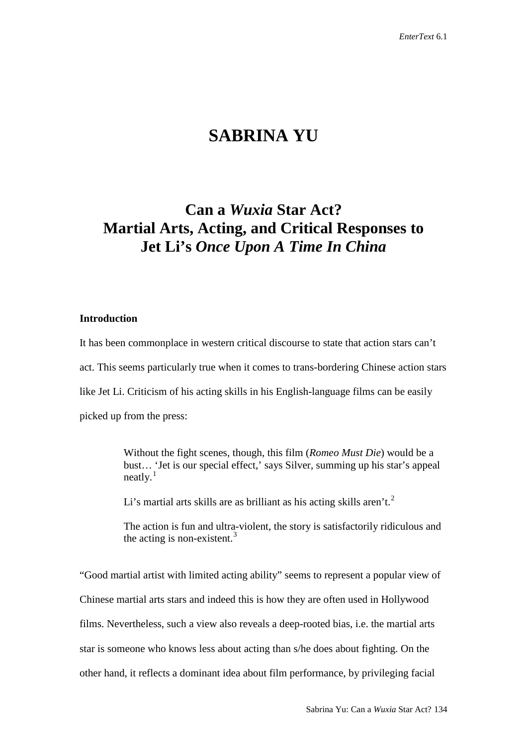# SABRINA YU

## Can a *Wuxia* Star Act?
## Martial Arts, Acting, and Critical Responses to Jet Li's *Once Upon A Time In China*

### Introduction

It has been commonplace in western critical discourse to state that action stars can't act. This seems particularly true when it comes to trans-bordering Chinese action stars like Jet Li. Criticism of his acting skills in his English-language films can be easily picked up from the press:

> Without the fight scenes, though, this film (*Romeo Must Die*) would be a bust… 'Jet is our special effect,' says Silver, summing up his star's appeal neatly.[1]
>
> Li's martial arts skills are as brilliant as his acting skills aren't.[2]
>
> The action is fun and ultra-violent, the story is satisfactorily ridiculous and the acting is non-existent.[3]

"Good martial artist with limited acting ability" seems to represent a popular view of Chinese martial arts stars and indeed this is how they are often used in Hollywood films. Nevertheless, such a view also reveals a deep-rooted bias, i.e. the martial arts star is someone who knows less about acting than s/he does about fighting. On the other hand, it reflects a dominant idea about film performance, by privileging facial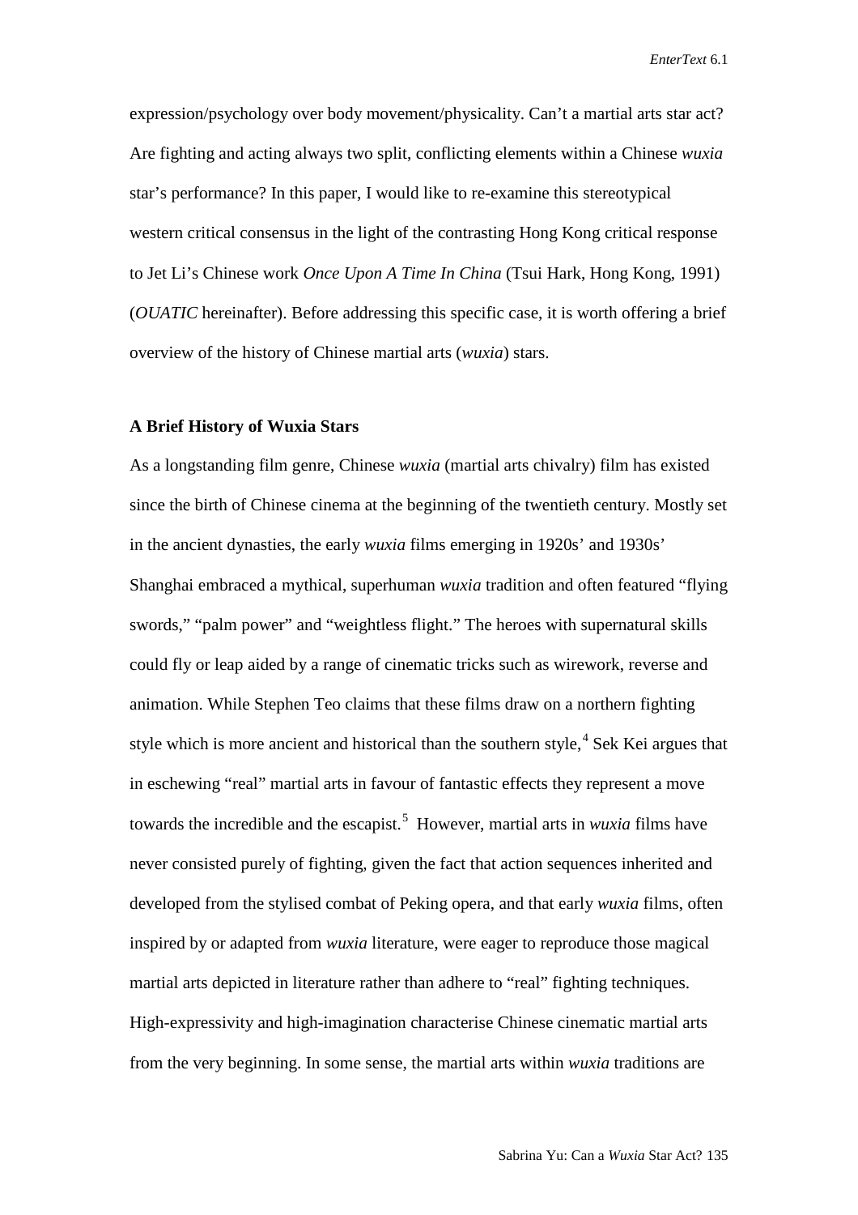expression/psychology over body movement/physicality. Can't a martial arts star act? Are fighting and acting always two split, conflicting elements within a Chinese *wuxia* star's performance? In this paper, I would like to re-examine this stereotypical western critical consensus in the light of the contrasting Hong Kong critical response to Jet Li's Chinese work *Once Upon A Time In China* (Tsui Hark, Hong Kong, 1991) (*OUATIC* hereinafter). Before addressing this specific case, it is worth offering a brief overview of the history of Chinese martial arts (*wuxia*) stars.

**A Brief History of Wuxia Stars**

As a longstanding film genre, Chinese *wuxia* (martial arts chivalry) film has existed since the birth of Chinese cinema at the beginning of the twentieth century. Mostly set in the ancient dynasties, the early *wuxia* films emerging in 1920s' and 1930s' Shanghai embraced a mythical, superhuman *wuxia* tradition and often featured "flying swords," "palm power" and "weightless flight." The heroes with supernatural skills could fly or leap aided by a range of cinematic tricks such as wirework, reverse and animation. While Stephen Teo claims that these films draw on a northern fighting style which is more ancient and historical than the southern style,[4] Sek Kei argues that in eschewing "real" martial arts in favour of fantastic effects they represent a move towards the incredible and the escapist.[5] However, martial arts in *wuxia* films have never consisted purely of fighting, given the fact that action sequences inherited and developed from the stylised combat of Peking opera, and that early *wuxia* films, often inspired by or adapted from *wuxia* literature, were eager to reproduce those magical martial arts depicted in literature rather than adhere to "real" fighting techniques. High-expressivity and high-imagination characterise Chinese cinematic martial arts from the very beginning. In some sense, the martial arts within *wuxia* traditions are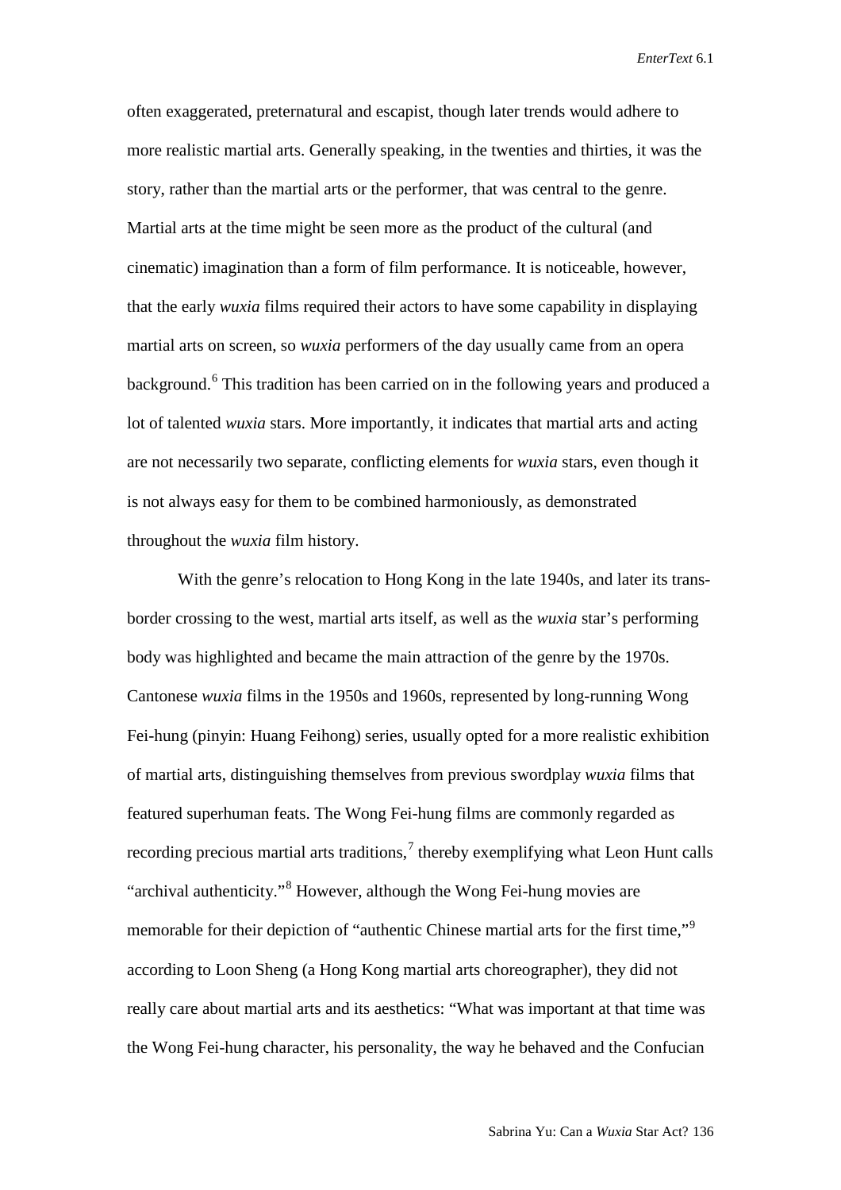often exaggerated, preternatural and escapist, though later trends would adhere to more realistic martial arts. Generally speaking, in the twenties and thirties, it was the story, rather than the martial arts or the performer, that was central to the genre. Martial arts at the time might be seen more as the product of the cultural (and cinematic) imagination than a form of film performance. It is noticeable, however, that the early *wuxia* films required their actors to have some capability in displaying martial arts on screen, so *wuxia* performers of the day usually came from an opera background.[6] This tradition has been carried on in the following years and produced a lot of talented *wuxia* stars. More importantly, it indicates that martial arts and acting are not necessarily two separate, conflicting elements for *wuxia* stars, even though it is not always easy for them to be combined harmoniously, as demonstrated throughout the *wuxia* film history.

With the genre's relocation to Hong Kong in the late 1940s, and later its trans-border crossing to the west, martial arts itself, as well as the *wuxia* star's performing body was highlighted and became the main attraction of the genre by the 1970s. Cantonese *wuxia* films in the 1950s and 1960s, represented by long-running Wong Fei-hung (pinyin: Huang Feihong) series, usually opted for a more realistic exhibition of martial arts, distinguishing themselves from previous swordplay *wuxia* films that featured superhuman feats. The Wong Fei-hung films are commonly regarded as recording precious martial arts traditions,[7] thereby exemplifying what Leon Hunt calls "archival authenticity."[8] However, although the Wong Fei-hung movies are memorable for their depiction of "authentic Chinese martial arts for the first time,"[9] according to Loon Sheng (a Hong Kong martial arts choreographer), they did not really care about martial arts and its aesthetics: "What was important at that time was the Wong Fei-hung character, his personality, the way he behaved and the Confucian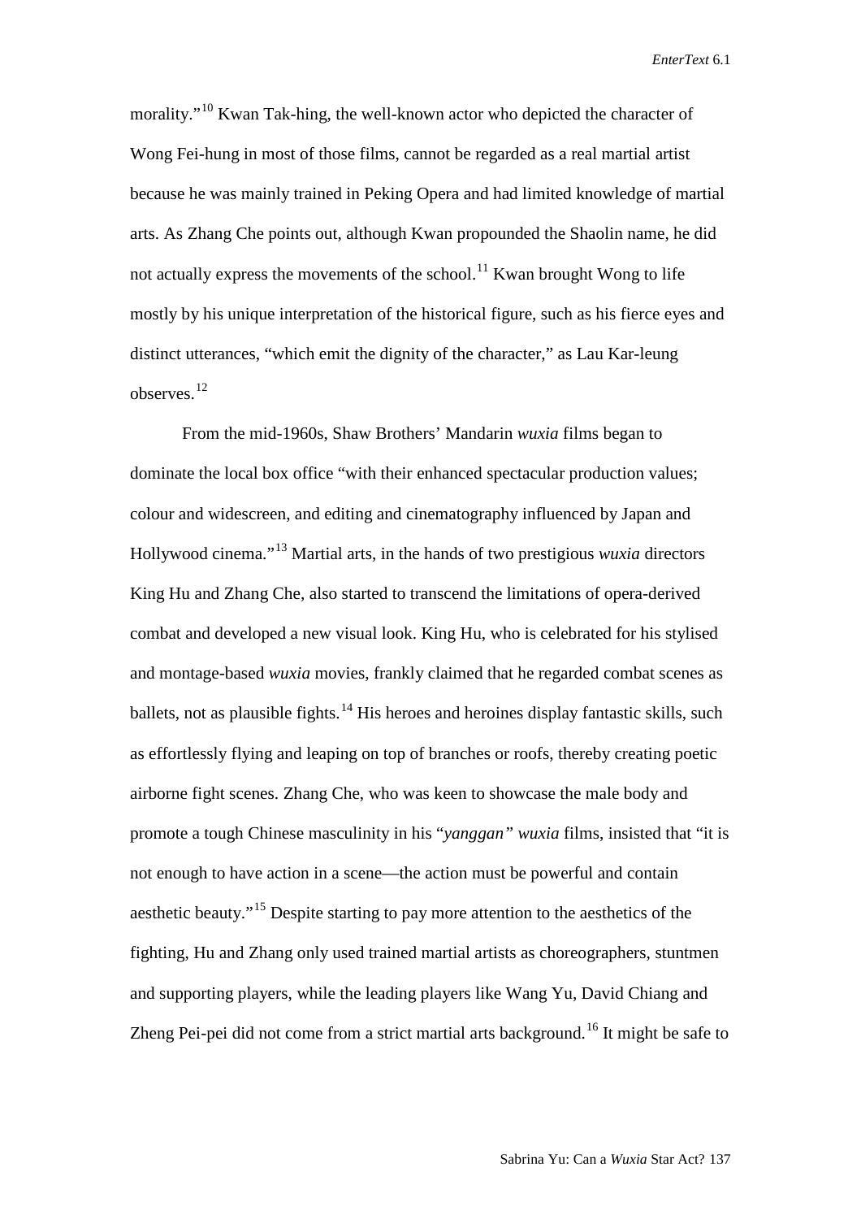morality."[10] Kwan Tak-hing, the well-known actor who depicted the character of Wong Fei-hung in most of those films, cannot be regarded as a real martial artist because he was mainly trained in Peking Opera and had limited knowledge of martial arts. As Zhang Che points out, although Kwan propounded the Shaolin name, he did not actually express the movements of the school.[11] Kwan brought Wong to life mostly by his unique interpretation of the historical figure, such as his fierce eyes and distinct utterances, "which emit the dignity of the character," as Lau Kar-leung observes.[12]

From the mid-1960s, Shaw Brothers' Mandarin *wuxia* films began to dominate the local box office "with their enhanced spectacular production values; colour and widescreen, and editing and cinematography influenced by Japan and Hollywood cinema."[13] Martial arts, in the hands of two prestigious *wuxia* directors King Hu and Zhang Che, also started to transcend the limitations of opera-derived combat and developed a new visual look. King Hu, who is celebrated for his stylised and montage-based *wuxia* movies, frankly claimed that he regarded combat scenes as ballets, not as plausible fights.[14] His heroes and heroines display fantastic skills, such as effortlessly flying and leaping on top of branches or roofs, thereby creating poetic airborne fight scenes. Zhang Che, who was keen to showcase the male body and promote a tough Chinese masculinity in his "*yanggan" wuxia* films, insisted that "it is not enough to have action in a scene—the action must be powerful and contain aesthetic beauty."[15] Despite starting to pay more attention to the aesthetics of the fighting, Hu and Zhang only used trained martial artists as choreographers, stuntmen and supporting players, while the leading players like Wang Yu, David Chiang and Zheng Pei-pei did not come from a strict martial arts background.[16] It might be safe to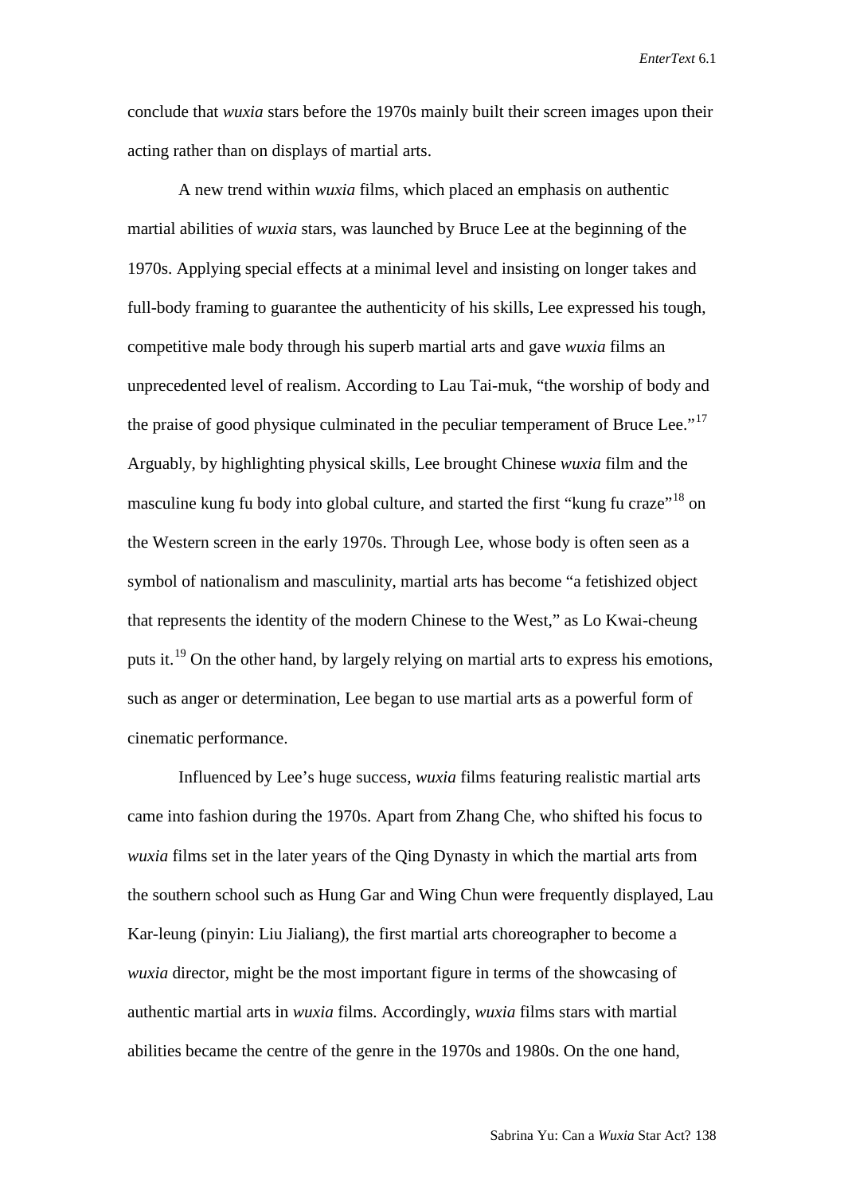conclude that *wuxia* stars before the 1970s mainly built their screen images upon their acting rather than on displays of martial arts.

A new trend within *wuxia* films, which placed an emphasis on authentic martial abilities of *wuxia* stars, was launched by Bruce Lee at the beginning of the 1970s. Applying special effects at a minimal level and insisting on longer takes and full-body framing to guarantee the authenticity of his skills, Lee expressed his tough, competitive male body through his superb martial arts and gave *wuxia* films an unprecedented level of realism. According to Lau Tai-muk, "the worship of body and the praise of good physique culminated in the peculiar temperament of Bruce Lee."[17] Arguably, by highlighting physical skills, Lee brought Chinese *wuxia* film and the masculine kung fu body into global culture, and started the first "kung fu craze"[18] on the Western screen in the early 1970s. Through Lee, whose body is often seen as a symbol of nationalism and masculinity, martial arts has become "a fetishized object that represents the identity of the modern Chinese to the West," as Lo Kwai-cheung puts it.[19] On the other hand, by largely relying on martial arts to express his emotions, such as anger or determination, Lee began to use martial arts as a powerful form of cinematic performance.

Influenced by Lee's huge success, *wuxia* films featuring realistic martial arts came into fashion during the 1970s. Apart from Zhang Che, who shifted his focus to *wuxia* films set in the later years of the Qing Dynasty in which the martial arts from the southern school such as Hung Gar and Wing Chun were frequently displayed, Lau Kar-leung (pinyin: Liu Jialiang), the first martial arts choreographer to become a *wuxia* director, might be the most important figure in terms of the showcasing of authentic martial arts in *wuxia* films. Accordingly, *wuxia* films stars with martial abilities became the centre of the genre in the 1970s and 1980s. On the one hand,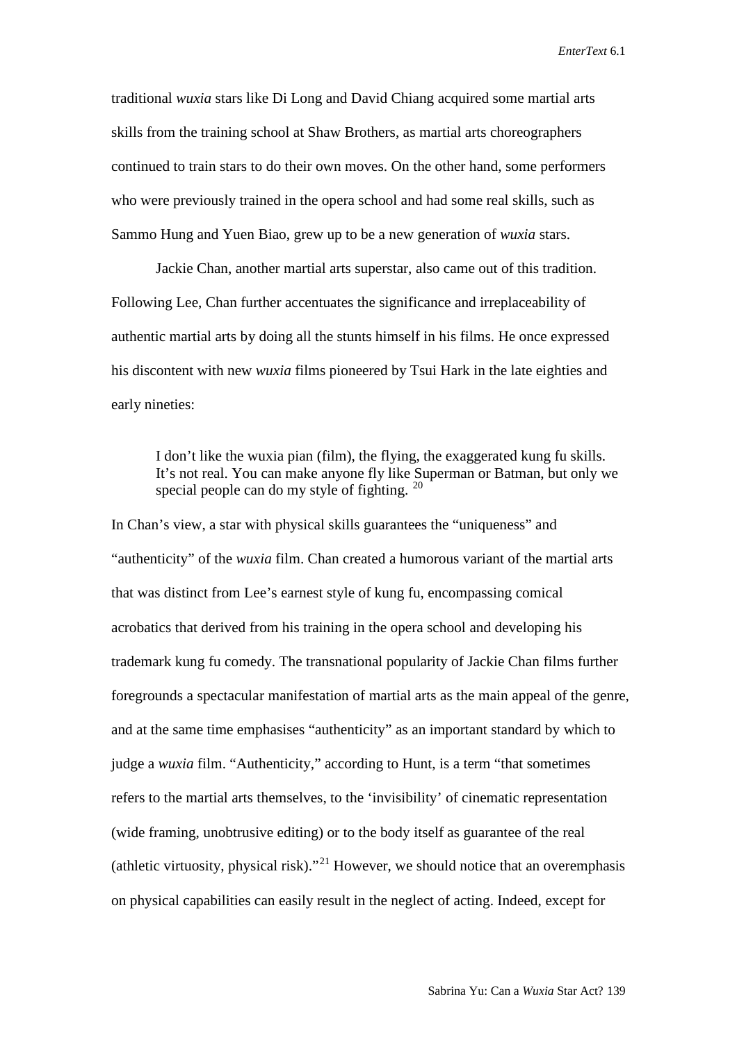traditional *wuxia* stars like Di Long and David Chiang acquired some martial arts skills from the training school at Shaw Brothers, as martial arts choreographers continued to train stars to do their own moves. On the other hand, some performers who were previously trained in the opera school and had some real skills, such as Sammo Hung and Yuen Biao, grew up to be a new generation of *wuxia* stars.

Jackie Chan, another martial arts superstar, also came out of this tradition. Following Lee, Chan further accentuates the significance and irreplaceability of authentic martial arts by doing all the stunts himself in his films. He once expressed his discontent with new *wuxia* films pioneered by Tsui Hark in the late eighties and early nineties:

> I don't like the wuxia pian (film), the flying, the exaggerated kung fu skills. It's not real. You can make anyone fly like Superman or Batman, but only we special people can do my style of fighting. [20]

In Chan's view, a star with physical skills guarantees the "uniqueness" and "authenticity" of the *wuxia* film. Chan created a humorous variant of the martial arts that was distinct from Lee's earnest style of kung fu, encompassing comical acrobatics that derived from his training in the opera school and developing his trademark kung fu comedy. The transnational popularity of Jackie Chan films further foregrounds a spectacular manifestation of martial arts as the main appeal of the genre, and at the same time emphasises "authenticity" as an important standard by which to judge a *wuxia* film. "Authenticity," according to Hunt, is a term "that sometimes refers to the martial arts themselves, to the 'invisibility' of cinematic representation (wide framing, unobtrusive editing) or to the body itself as guarantee of the real (athletic virtuosity, physical risk)."[21] However, we should notice that an overemphasis on physical capabilities can easily result in the neglect of acting. Indeed, except for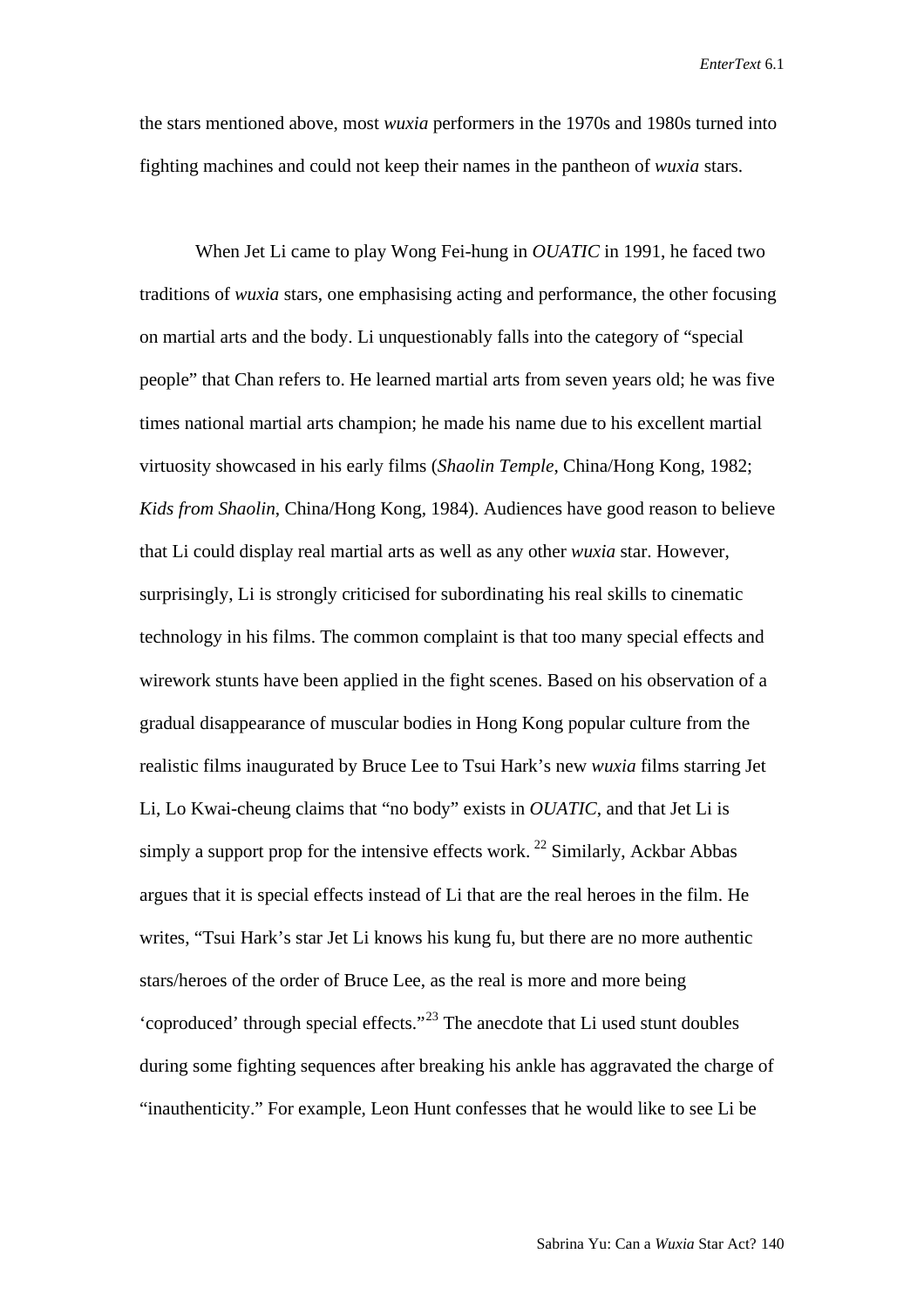the stars mentioned above, most *wuxia* performers in the 1970s and 1980s turned into fighting machines and could not keep their names in the pantheon of *wuxia* stars.

When Jet Li came to play Wong Fei-hung in *OUATIC* in 1991, he faced two traditions of *wuxia* stars, one emphasising acting and performance, the other focusing on martial arts and the body. Li unquestionably falls into the category of "special people" that Chan refers to. He learned martial arts from seven years old; he was five times national martial arts champion; he made his name due to his excellent martial virtuosity showcased in his early films (*Shaolin Temple*, China/Hong Kong, 1982; *Kids from Shaolin*, China/Hong Kong, 1984). Audiences have good reason to believe that Li could display real martial arts as well as any other *wuxia* star. However, surprisingly, Li is strongly criticised for subordinating his real skills to cinematic technology in his films. The common complaint is that too many special effects and wirework stunts have been applied in the fight scenes. Based on his observation of a gradual disappearance of muscular bodies in Hong Kong popular culture from the realistic films inaugurated by Bruce Lee to Tsui Hark's new *wuxia* films starring Jet Li, Lo Kwai-cheung claims that "no body" exists in *OUATIC*, and that Jet Li is simply a support prop for the intensive effects work. [22] Similarly, Ackbar Abbas argues that it is special effects instead of Li that are the real heroes in the film. He writes, "Tsui Hark's star Jet Li knows his kung fu, but there are no more authentic stars/heroes of the order of Bruce Lee, as the real is more and more being 'coproduced' through special effects."[23] The anecdote that Li used stunt doubles during some fighting sequences after breaking his ankle has aggravated the charge of "inauthenticity." For example, Leon Hunt confesses that he would like to see Li be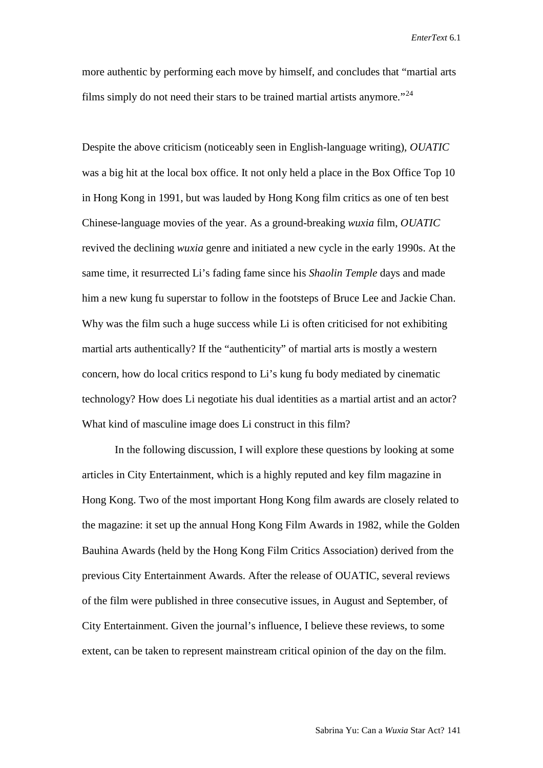more authentic by performing each move by himself, and concludes that "martial arts films simply do not need their stars to be trained martial artists anymore."[24]

Despite the above criticism (noticeably seen in English-language writing), *OUATIC* was a big hit at the local box office. It not only held a place in the Box Office Top 10 in Hong Kong in 1991, but was lauded by Hong Kong film critics as one of ten best Chinese-language movies of the year. As a ground-breaking *wuxia* film, *OUATIC* revived the declining *wuxia* genre and initiated a new cycle in the early 1990s. At the same time, it resurrected Li's fading fame since his *Shaolin Temple* days and made him a new kung fu superstar to follow in the footsteps of Bruce Lee and Jackie Chan. Why was the film such a huge success while Li is often criticised for not exhibiting martial arts authentically? If the "authenticity" of martial arts is mostly a western concern, how do local critics respond to Li's kung fu body mediated by cinematic technology? How does Li negotiate his dual identities as a martial artist and an actor? What kind of masculine image does Li construct in this film?

In the following discussion, I will explore these questions by looking at some articles in City Entertainment, which is a highly reputed and key film magazine in Hong Kong. Two of the most important Hong Kong film awards are closely related to the magazine: it set up the annual Hong Kong Film Awards in 1982, while the Golden Bauhina Awards (held by the Hong Kong Film Critics Association) derived from the previous City Entertainment Awards. After the release of OUATIC, several reviews of the film were published in three consecutive issues, in August and September, of City Entertainment. Given the journal's influence, I believe these reviews, to some extent, can be taken to represent mainstream critical opinion of the day on the film.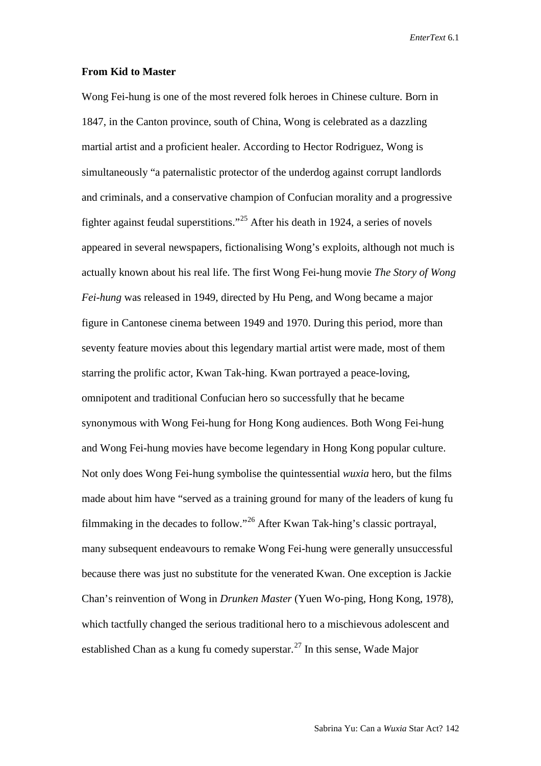**From Kid to Master**

Wong Fei-hung is one of the most revered folk heroes in Chinese culture. Born in 1847, in the Canton province, south of China, Wong is celebrated as a dazzling martial artist and a proficient healer. According to Hector Rodriguez, Wong is simultaneously "a paternalistic protector of the underdog against corrupt landlords and criminals, and a conservative champion of Confucian morality and a progressive fighter against feudal superstitions."[25] After his death in 1924, a series of novels appeared in several newspapers, fictionalising Wong's exploits, although not much is actually known about his real life. The first Wong Fei-hung movie *The Story of Wong Fei-hung* was released in 1949, directed by Hu Peng, and Wong became a major figure in Cantonese cinema between 1949 and 1970. During this period, more than seventy feature movies about this legendary martial artist were made, most of them starring the prolific actor, Kwan Tak-hing. Kwan portrayed a peace-loving, omnipotent and traditional Confucian hero so successfully that he became synonymous with Wong Fei-hung for Hong Kong audiences. Both Wong Fei-hung and Wong Fei-hung movies have become legendary in Hong Kong popular culture. Not only does Wong Fei-hung symbolise the quintessential *wuxia* hero, but the films made about him have "served as a training ground for many of the leaders of kung fu filmmaking in the decades to follow."[26] After Kwan Tak-hing's classic portrayal, many subsequent endeavours to remake Wong Fei-hung were generally unsuccessful because there was just no substitute for the venerated Kwan. One exception is Jackie Chan's reinvention of Wong in *Drunken Master* (Yuen Wo-ping, Hong Kong, 1978), which tactfully changed the serious traditional hero to a mischievous adolescent and established Chan as a kung fu comedy superstar.[27] In this sense, Wade Major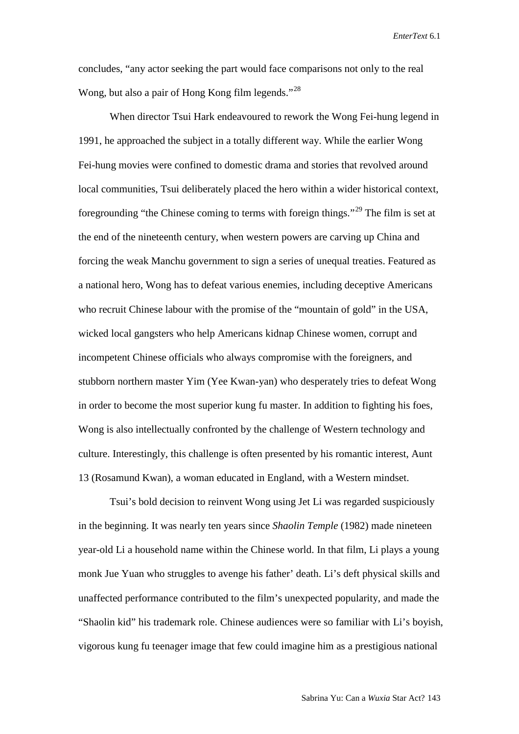concludes, "any actor seeking the part would face comparisons not only to the real Wong, but also a pair of Hong Kong film legends."[28]

When director Tsui Hark endeavoured to rework the Wong Fei-hung legend in 1991, he approached the subject in a totally different way. While the earlier Wong Fei-hung movies were confined to domestic drama and stories that revolved around local communities, Tsui deliberately placed the hero within a wider historical context, foregrounding "the Chinese coming to terms with foreign things."[29] The film is set at the end of the nineteenth century, when western powers are carving up China and forcing the weak Manchu government to sign a series of unequal treaties. Featured as a national hero, Wong has to defeat various enemies, including deceptive Americans who recruit Chinese labour with the promise of the "mountain of gold" in the USA, wicked local gangsters who help Americans kidnap Chinese women, corrupt and incompetent Chinese officials who always compromise with the foreigners, and stubborn northern master Yim (Yee Kwan-yan) who desperately tries to defeat Wong in order to become the most superior kung fu master. In addition to fighting his foes, Wong is also intellectually confronted by the challenge of Western technology and culture. Interestingly, this challenge is often presented by his romantic interest, Aunt 13 (Rosamund Kwan), a woman educated in England, with a Western mindset.

Tsui's bold decision to reinvent Wong using Jet Li was regarded suspiciously in the beginning. It was nearly ten years since *Shaolin Temple* (1982) made nineteen year-old Li a household name within the Chinese world. In that film, Li plays a young monk Jue Yuan who struggles to avenge his father' death. Li's deft physical skills and unaffected performance contributed to the film's unexpected popularity, and made the "Shaolin kid" his trademark role. Chinese audiences were so familiar with Li's boyish, vigorous kung fu teenager image that few could imagine him as a prestigious national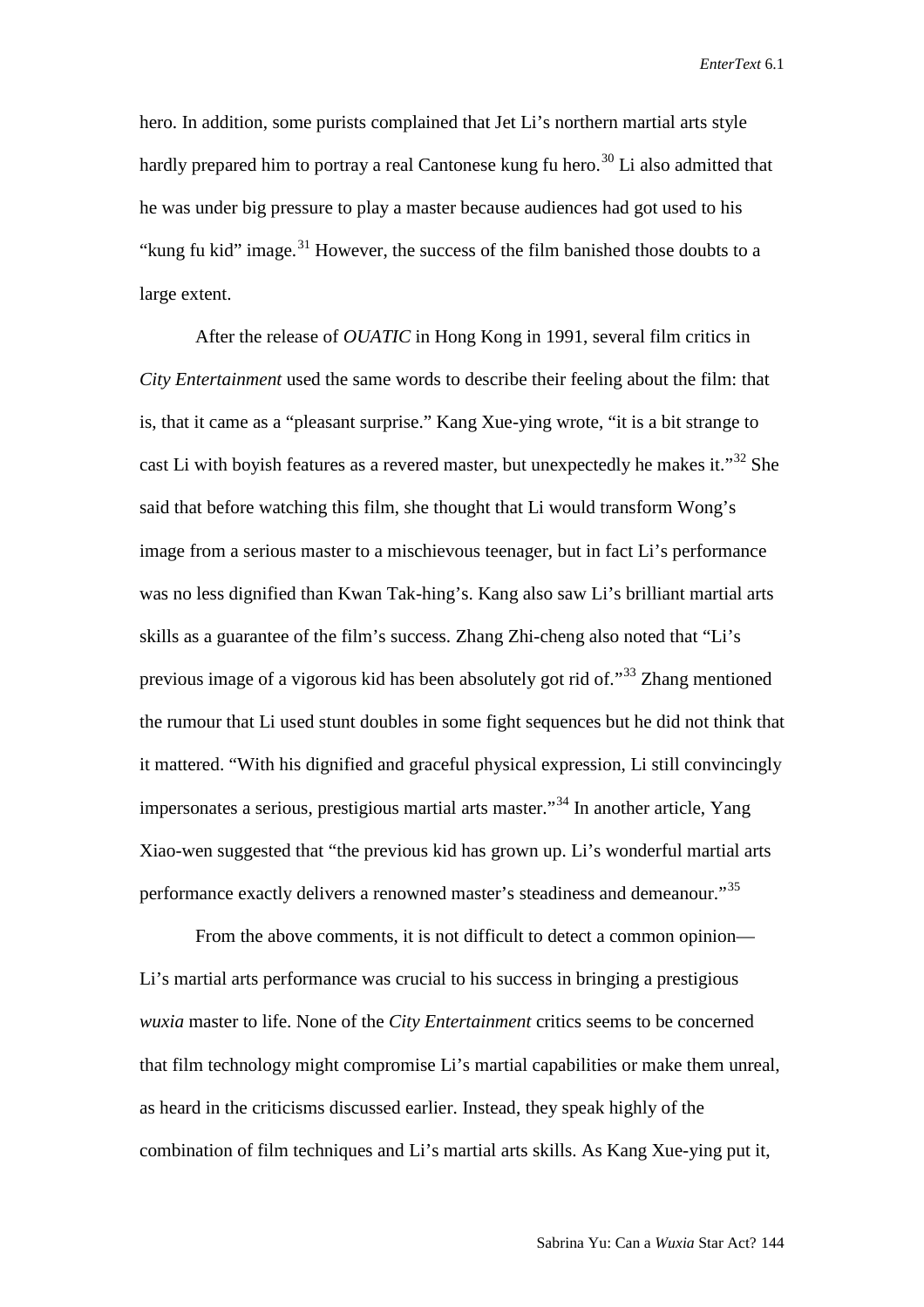hero. In addition, some purists complained that Jet Li's northern martial arts style hardly prepared him to portray a real Cantonese kung fu hero.[30] Li also admitted that he was under big pressure to play a master because audiences had got used to his "kung fu kid" image.[31] However, the success of the film banished those doubts to a large extent.

After the release of *OUATIC* in Hong Kong in 1991, several film critics in *City Entertainment* used the same words to describe their feeling about the film: that is, that it came as a "pleasant surprise." Kang Xue-ying wrote, "it is a bit strange to cast Li with boyish features as a revered master, but unexpectedly he makes it."[32] She said that before watching this film, she thought that Li would transform Wong's image from a serious master to a mischievous teenager, but in fact Li's performance was no less dignified than Kwan Tak-hing's. Kang also saw Li's brilliant martial arts skills as a guarantee of the film's success. Zhang Zhi-cheng also noted that "Li's previous image of a vigorous kid has been absolutely got rid of."[33] Zhang mentioned the rumour that Li used stunt doubles in some fight sequences but he did not think that it mattered. "With his dignified and graceful physical expression, Li still convincingly impersonates a serious, prestigious martial arts master."[34] In another article, Yang Xiao-wen suggested that "the previous kid has grown up. Li's wonderful martial arts performance exactly delivers a renowned master's steadiness and demeanour."[35]

From the above comments, it is not difficult to detect a common opinion—Li's martial arts performance was crucial to his success in bringing a prestigious *wuxia* master to life. None of the *City Entertainment* critics seems to be concerned that film technology might compromise Li's martial capabilities or make them unreal, as heard in the criticisms discussed earlier. Instead, they speak highly of the combination of film techniques and Li's martial arts skills. As Kang Xue-ying put it,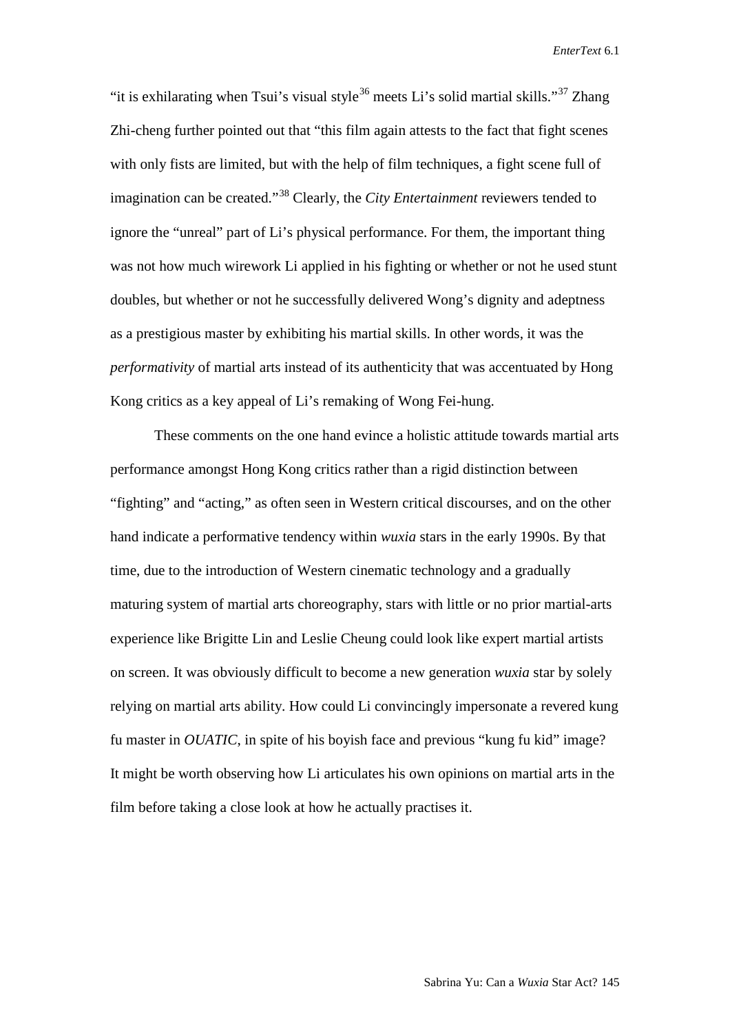"it is exhilarating when Tsui's visual style[36] meets Li's solid martial skills."[37] Zhang Zhi-cheng further pointed out that "this film again attests to the fact that fight scenes with only fists are limited, but with the help of film techniques, a fight scene full of imagination can be created."[38] Clearly, the *City Entertainment* reviewers tended to ignore the "unreal" part of Li's physical performance. For them, the important thing was not how much wirework Li applied in his fighting or whether or not he used stunt doubles, but whether or not he successfully delivered Wong's dignity and adeptness as a prestigious master by exhibiting his martial skills. In other words, it was the *performativity* of martial arts instead of its authenticity that was accentuated by Hong Kong critics as a key appeal of Li's remaking of Wong Fei-hung.

These comments on the one hand evince a holistic attitude towards martial arts performance amongst Hong Kong critics rather than a rigid distinction between "fighting" and "acting," as often seen in Western critical discourses, and on the other hand indicate a performative tendency within *wuxia* stars in the early 1990s. By that time, due to the introduction of Western cinematic technology and a gradually maturing system of martial arts choreography, stars with little or no prior martial-arts experience like Brigitte Lin and Leslie Cheung could look like expert martial artists on screen. It was obviously difficult to become a new generation *wuxia* star by solely relying on martial arts ability. How could Li convincingly impersonate a revered kung fu master in *OUATIC*, in spite of his boyish face and previous "kung fu kid" image? It might be worth observing how Li articulates his own opinions on martial arts in the film before taking a close look at how he actually practises it.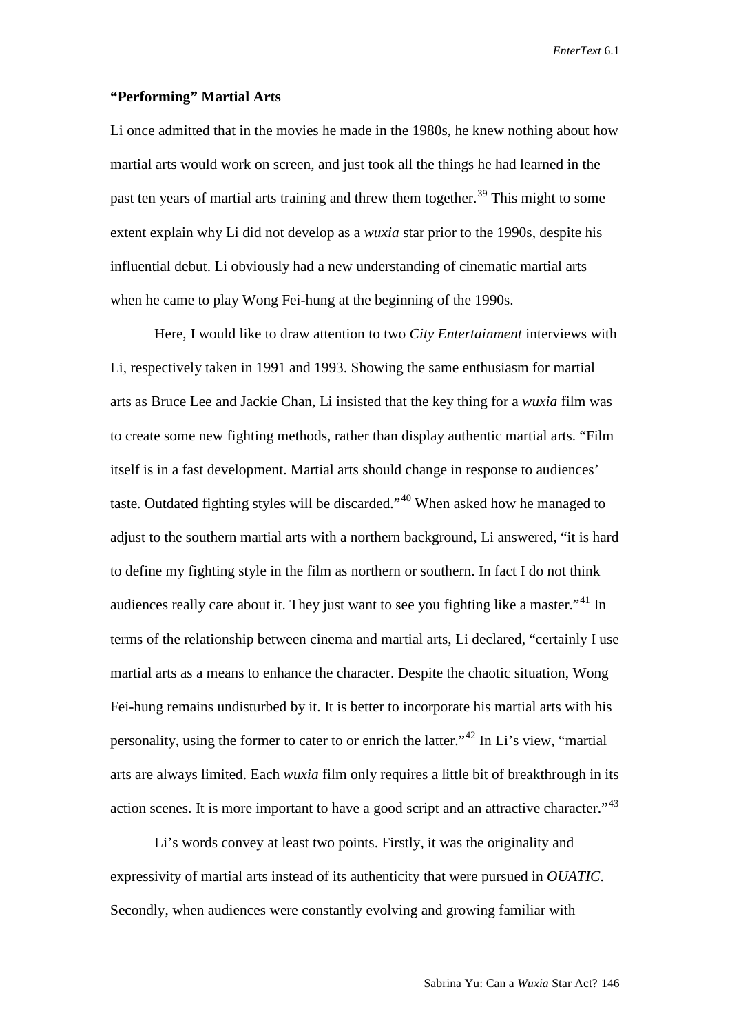**"Performing" Martial Arts**

Li once admitted that in the movies he made in the 1980s, he knew nothing about how martial arts would work on screen, and just took all the things he had learned in the past ten years of martial arts training and threw them together.[39] This might to some extent explain why Li did not develop as a *wuxia* star prior to the 1990s, despite his influential debut. Li obviously had a new understanding of cinematic martial arts when he came to play Wong Fei-hung at the beginning of the 1990s.

Here, I would like to draw attention to two *City Entertainment* interviews with Li, respectively taken in 1991 and 1993. Showing the same enthusiasm for martial arts as Bruce Lee and Jackie Chan, Li insisted that the key thing for a *wuxia* film was to create some new fighting methods, rather than display authentic martial arts. "Film itself is in a fast development. Martial arts should change in response to audiences' taste. Outdated fighting styles will be discarded."[40] When asked how he managed to adjust to the southern martial arts with a northern background, Li answered, "it is hard to define my fighting style in the film as northern or southern. In fact I do not think audiences really care about it. They just want to see you fighting like a master."[41] In terms of the relationship between cinema and martial arts, Li declared, "certainly I use martial arts as a means to enhance the character. Despite the chaotic situation, Wong Fei-hung remains undisturbed by it. It is better to incorporate his martial arts with his personality, using the former to cater to or enrich the latter."[42] In Li's view, "martial arts are always limited. Each *wuxia* film only requires a little bit of breakthrough in its action scenes. It is more important to have a good script and an attractive character."[43]

Li's words convey at least two points. Firstly, it was the originality and expressivity of martial arts instead of its authenticity that were pursued in *OUATIC*. Secondly, when audiences were constantly evolving and growing familiar with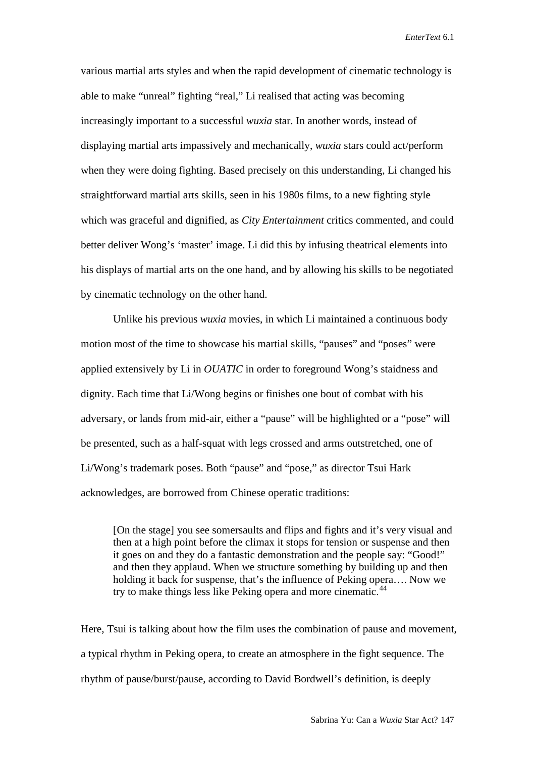various martial arts styles and when the rapid development of cinematic technology is able to make "unreal" fighting "real," Li realised that acting was becoming increasingly important to a successful *wuxia* star. In another words, instead of displaying martial arts impassively and mechanically, *wuxia* stars could act/perform when they were doing fighting. Based precisely on this understanding, Li changed his straightforward martial arts skills, seen in his 1980s films, to a new fighting style which was graceful and dignified, as *City Entertainment* critics commented, and could better deliver Wong's 'master' image. Li did this by infusing theatrical elements into his displays of martial arts on the one hand, and by allowing his skills to be negotiated by cinematic technology on the other hand.

Unlike his previous *wuxia* movies, in which Li maintained a continuous body motion most of the time to showcase his martial skills, "pauses" and "poses" were applied extensively by Li in *OUATIC* in order to foreground Wong's staidness and dignity. Each time that Li/Wong begins or finishes one bout of combat with his adversary, or lands from mid-air, either a "pause" will be highlighted or a "pose" will be presented, such as a half-squat with legs crossed and arms outstretched, one of Li/Wong's trademark poses. Both "pause" and "pose," as director Tsui Hark acknowledges, are borrowed from Chinese operatic traditions:

> [On the stage] you see somersaults and flips and fights and it's very visual and then at a high point before the climax it stops for tension or suspense and then it goes on and they do a fantastic demonstration and the people say: "Good!" and then they applaud. When we structure something by building up and then holding it back for suspense, that's the influence of Peking opera…. Now we try to make things less like Peking opera and more cinematic.[44]

Here, Tsui is talking about how the film uses the combination of pause and movement, a typical rhythm in Peking opera, to create an atmosphere in the fight sequence. The rhythm of pause/burst/pause, according to David Bordwell's definition, is deeply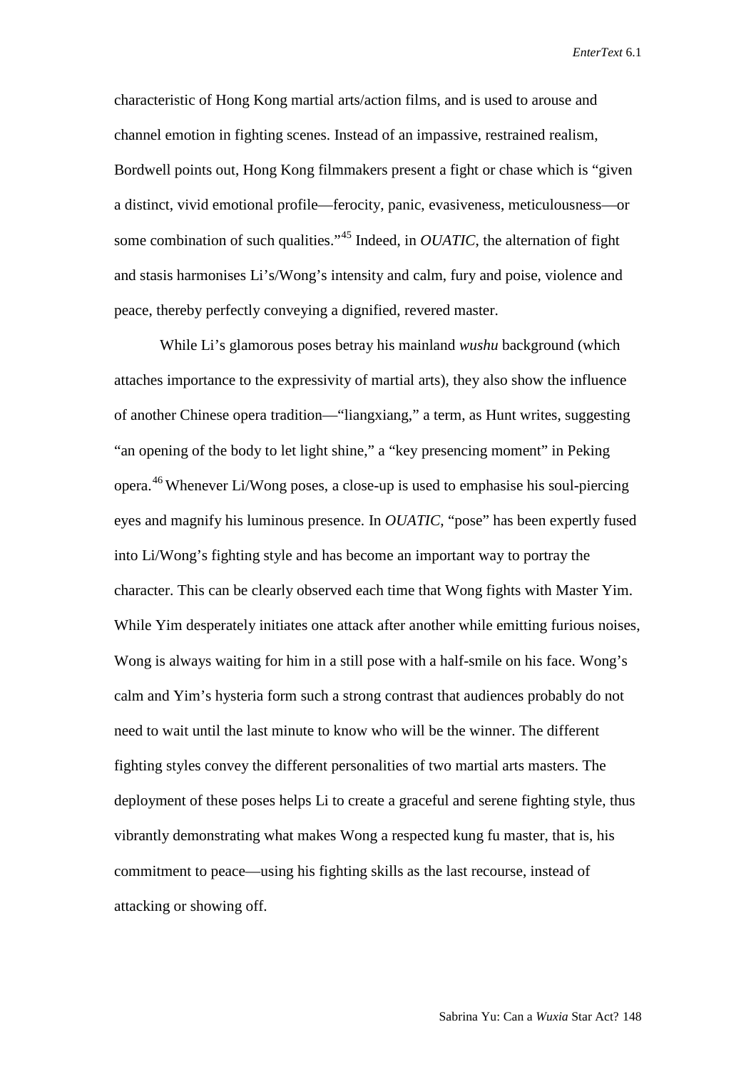characteristic of Hong Kong martial arts/action films, and is used to arouse and channel emotion in fighting scenes. Instead of an impassive, restrained realism, Bordwell points out, Hong Kong filmmakers present a fight or chase which is "given a distinct, vivid emotional profile—ferocity, panic, evasiveness, meticulousness—or some combination of such qualities."[45] Indeed, in *OUATIC*, the alternation of fight and stasis harmonises Li's/Wong's intensity and calm, fury and poise, violence and peace, thereby perfectly conveying a dignified, revered master.

While Li's glamorous poses betray his mainland *wushu* background (which attaches importance to the expressivity of martial arts), they also show the influence of another Chinese opera tradition—"liangxiang," a term, as Hunt writes, suggesting "an opening of the body to let light shine," a "key presencing moment" in Peking opera.[46] Whenever Li/Wong poses, a close-up is used to emphasise his soul-piercing eyes and magnify his luminous presence. In *OUATIC*, "pose" has been expertly fused into Li/Wong's fighting style and has become an important way to portray the character. This can be clearly observed each time that Wong fights with Master Yim. While Yim desperately initiates one attack after another while emitting furious noises, Wong is always waiting for him in a still pose with a half-smile on his face. Wong's calm and Yim's hysteria form such a strong contrast that audiences probably do not need to wait until the last minute to know who will be the winner. The different fighting styles convey the different personalities of two martial arts masters. The deployment of these poses helps Li to create a graceful and serene fighting style, thus vibrantly demonstrating what makes Wong a respected kung fu master, that is, his commitment to peace—using his fighting skills as the last recourse, instead of attacking or showing off.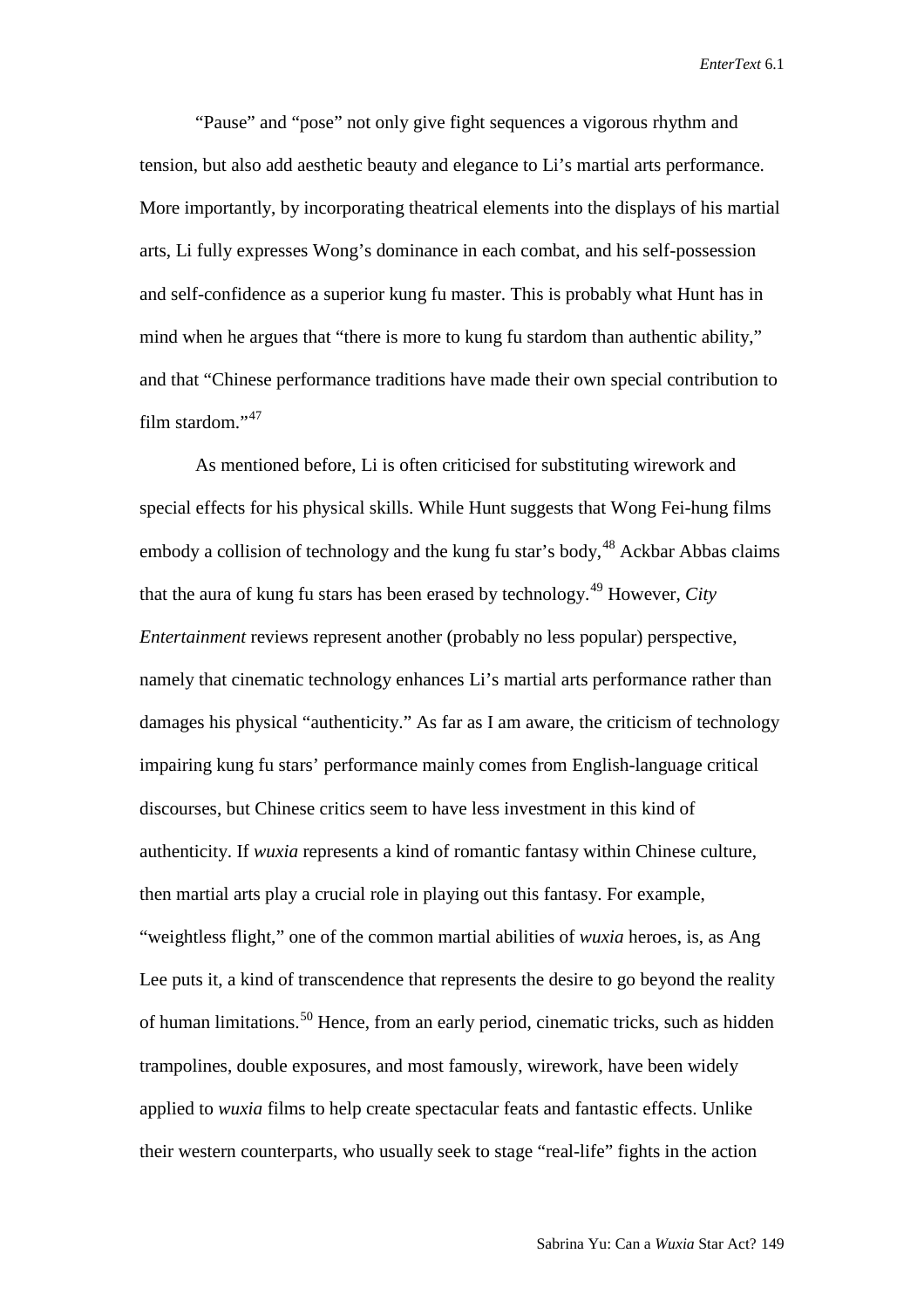"Pause" and "pose" not only give fight sequences a vigorous rhythm and tension, but also add aesthetic beauty and elegance to Li's martial arts performance. More importantly, by incorporating theatrical elements into the displays of his martial arts, Li fully expresses Wong's dominance in each combat, and his self-possession and self-confidence as a superior kung fu master. This is probably what Hunt has in mind when he argues that "there is more to kung fu stardom than authentic ability," and that "Chinese performance traditions have made their own special contribution to film stardom."[47]

As mentioned before, Li is often criticised for substituting wirework and special effects for his physical skills. While Hunt suggests that Wong Fei-hung films embody a collision of technology and the kung fu star's body,[48] Ackbar Abbas claims that the aura of kung fu stars has been erased by technology.[49] However, *City Entertainment* reviews represent another (probably no less popular) perspective, namely that cinematic technology enhances Li's martial arts performance rather than damages his physical "authenticity." As far as I am aware, the criticism of technology impairing kung fu stars' performance mainly comes from English-language critical discourses, but Chinese critics seem to have less investment in this kind of authenticity. If *wuxia* represents a kind of romantic fantasy within Chinese culture, then martial arts play a crucial role in playing out this fantasy. For example, "weightless flight," one of the common martial abilities of *wuxia* heroes, is, as Ang Lee puts it, a kind of transcendence that represents the desire to go beyond the reality of human limitations.[50] Hence, from an early period, cinematic tricks, such as hidden trampolines, double exposures, and most famously, wirework, have been widely applied to *wuxia* films to help create spectacular feats and fantastic effects. Unlike their western counterparts, who usually seek to stage "real-life" fights in the action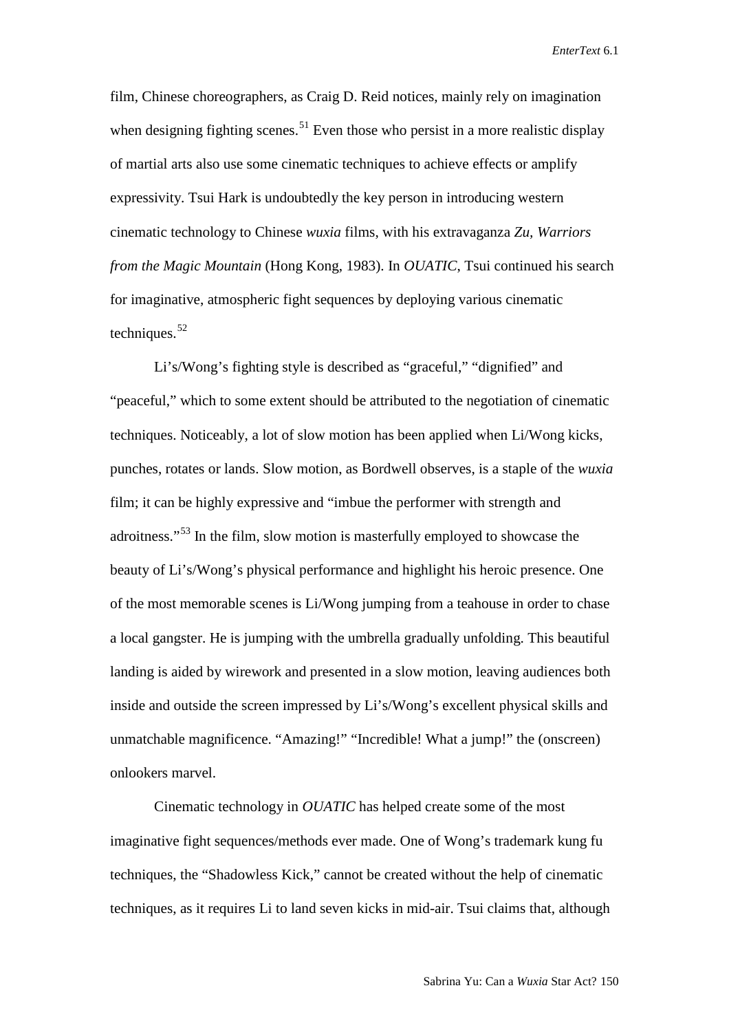film, Chinese choreographers, as Craig D. Reid notices, mainly rely on imagination when designing fighting scenes.[51] Even those who persist in a more realistic display of martial arts also use some cinematic techniques to achieve effects or amplify expressivity. Tsui Hark is undoubtedly the key person in introducing western cinematic technology to Chinese *wuxia* films, with his extravaganza *Zu, Warriors from the Magic Mountain* (Hong Kong, 1983). In *OUATIC*, Tsui continued his search for imaginative, atmospheric fight sequences by deploying various cinematic techniques.[52]

Li's/Wong's fighting style is described as "graceful," "dignified" and "peaceful," which to some extent should be attributed to the negotiation of cinematic techniques. Noticeably, a lot of slow motion has been applied when Li/Wong kicks, punches, rotates or lands. Slow motion, as Bordwell observes, is a staple of the *wuxia* film; it can be highly expressive and "imbue the performer with strength and adroitness."[53] In the film, slow motion is masterfully employed to showcase the beauty of Li's/Wong's physical performance and highlight his heroic presence. One of the most memorable scenes is Li/Wong jumping from a teahouse in order to chase a local gangster. He is jumping with the umbrella gradually unfolding. This beautiful landing is aided by wirework and presented in a slow motion, leaving audiences both inside and outside the screen impressed by Li's/Wong's excellent physical skills and unmatchable magnificence. "Amazing!" "Incredible! What a jump!" the (onscreen) onlookers marvel.

Cinematic technology in *OUATIC* has helped create some of the most imaginative fight sequences/methods ever made. One of Wong's trademark kung fu techniques, the "Shadowless Kick," cannot be created without the help of cinematic techniques, as it requires Li to land seven kicks in mid-air. Tsui claims that, although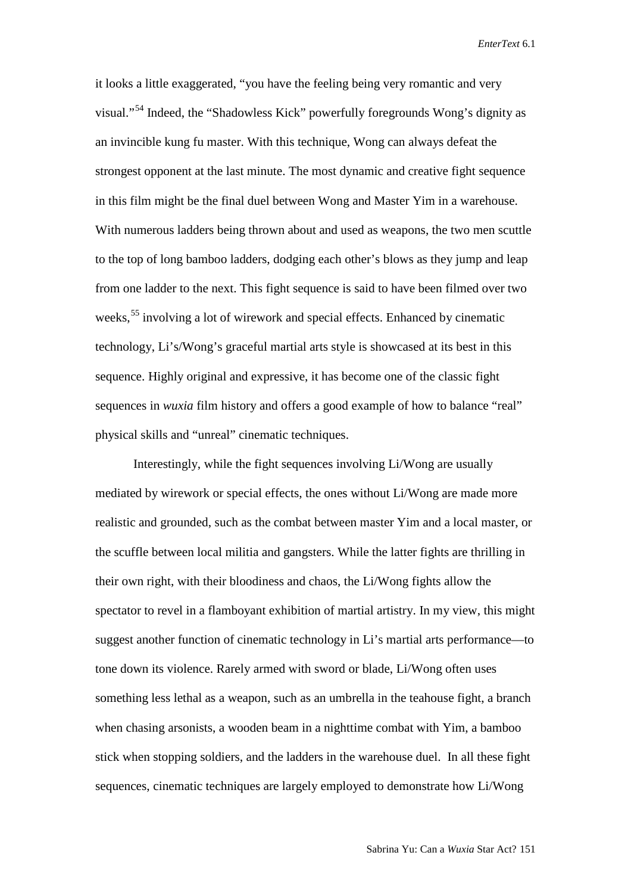it looks a little exaggerated, "you have the feeling being very romantic and very visual."[54] Indeed, the "Shadowless Kick" powerfully foregrounds Wong's dignity as an invincible kung fu master. With this technique, Wong can always defeat the strongest opponent at the last minute. The most dynamic and creative fight sequence in this film might be the final duel between Wong and Master Yim in a warehouse. With numerous ladders being thrown about and used as weapons, the two men scuttle to the top of long bamboo ladders, dodging each other's blows as they jump and leap from one ladder to the next. This fight sequence is said to have been filmed over two weeks,[55] involving a lot of wirework and special effects. Enhanced by cinematic technology, Li's/Wong's graceful martial arts style is showcased at its best in this sequence. Highly original and expressive, it has become one of the classic fight sequences in *wuxia* film history and offers a good example of how to balance "real" physical skills and "unreal" cinematic techniques.

Interestingly, while the fight sequences involving Li/Wong are usually mediated by wirework or special effects, the ones without Li/Wong are made more realistic and grounded, such as the combat between master Yim and a local master, or the scuffle between local militia and gangsters. While the latter fights are thrilling in their own right, with their bloodiness and chaos, the Li/Wong fights allow the spectator to revel in a flamboyant exhibition of martial artistry. In my view, this might suggest another function of cinematic technology in Li's martial arts performance—to tone down its violence. Rarely armed with sword or blade, Li/Wong often uses something less lethal as a weapon, such as an umbrella in the teahouse fight, a branch when chasing arsonists, a wooden beam in a nighttime combat with Yim, a bamboo stick when stopping soldiers, and the ladders in the warehouse duel. In all these fight sequences, cinematic techniques are largely employed to demonstrate how Li/Wong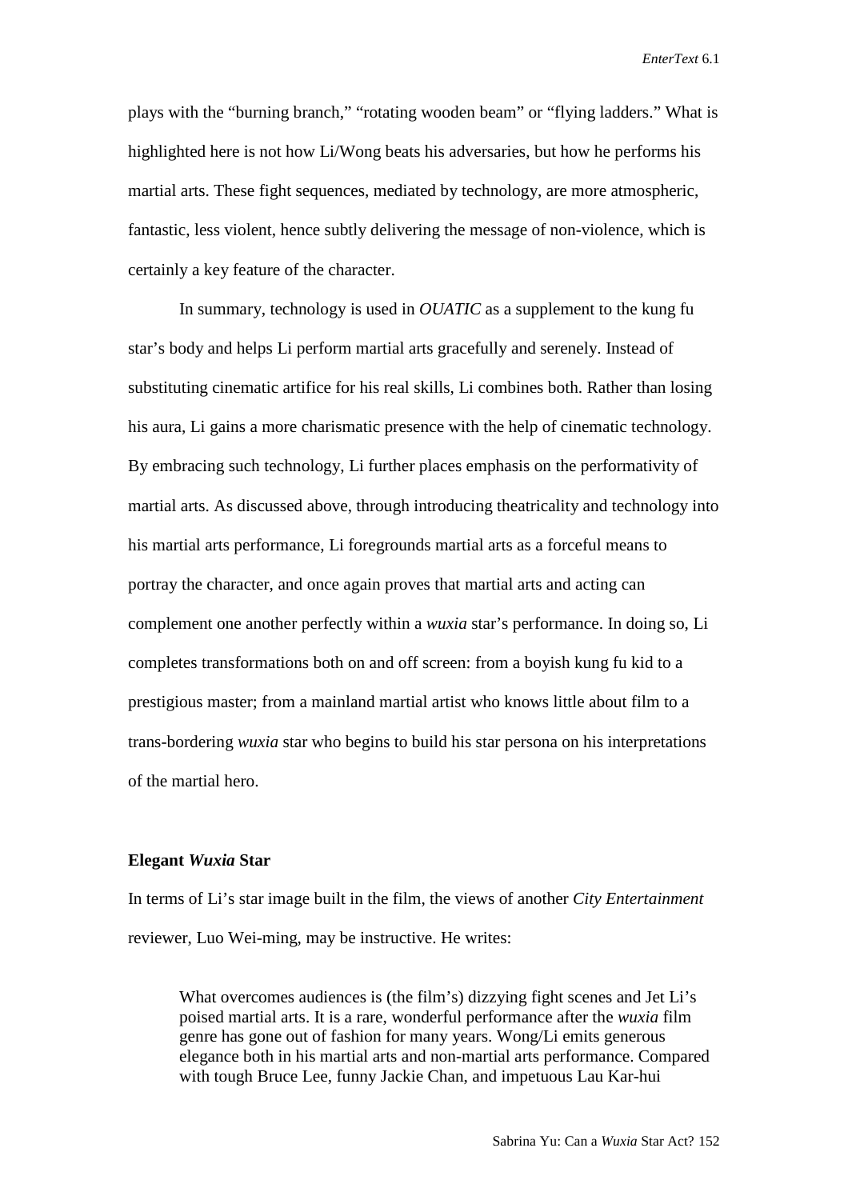plays with the "burning branch," "rotating wooden beam" or "flying ladders." What is highlighted here is not how Li/Wong beats his adversaries, but how he performs his martial arts. These fight sequences, mediated by technology, are more atmospheric, fantastic, less violent, hence subtly delivering the message of non-violence, which is certainly a key feature of the character.

In summary, technology is used in *OUATIC* as a supplement to the kung fu star's body and helps Li perform martial arts gracefully and serenely. Instead of substituting cinematic artifice for his real skills, Li combines both. Rather than losing his aura, Li gains a more charismatic presence with the help of cinematic technology. By embracing such technology, Li further places emphasis on the performativity of martial arts. As discussed above, through introducing theatricality and technology into his martial arts performance, Li foregrounds martial arts as a forceful means to portray the character, and once again proves that martial arts and acting can complement one another perfectly within a *wuxia* star's performance. In doing so, Li completes transformations both on and off screen: from a boyish kung fu kid to a prestigious master; from a mainland martial artist who knows little about film to a trans-bordering *wuxia* star who begins to build his star persona on his interpretations of the martial hero.

### Elegant *Wuxia* Star

In terms of Li's star image built in the film, the views of another *City Entertainment* reviewer, Luo Wei-ming, may be instructive. He writes:

> What overcomes audiences is (the film's) dizzying fight scenes and Jet Li's poised martial arts. It is a rare, wonderful performance after the *wuxia* film genre has gone out of fashion for many years. Wong/Li emits generous elegance both in his martial arts and non-martial arts performance. Compared with tough Bruce Lee, funny Jackie Chan, and impetuous Lau Kar-hui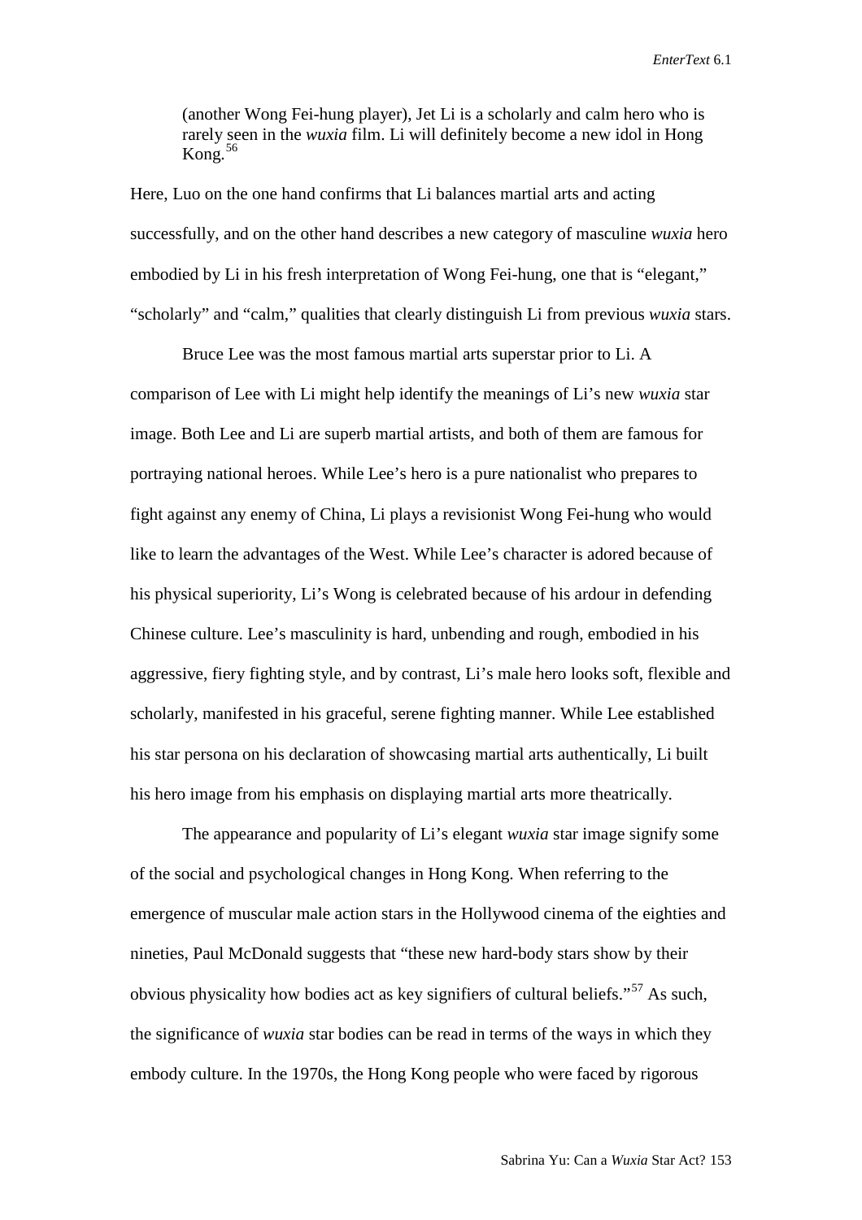> (another Wong Fei-hung player), Jet Li is a scholarly and calm hero who is rarely seen in the *wuxia* film. Li will definitely become a new idol in Hong Kong.[56]

Here, Luo on the one hand confirms that Li balances martial arts and acting successfully, and on the other hand describes a new category of masculine *wuxia* hero embodied by Li in his fresh interpretation of Wong Fei-hung, one that is "elegant," "scholarly" and "calm," qualities that clearly distinguish Li from previous *wuxia* stars.

Bruce Lee was the most famous martial arts superstar prior to Li. A comparison of Lee with Li might help identify the meanings of Li's new *wuxia* star image. Both Lee and Li are superb martial artists, and both of them are famous for portraying national heroes. While Lee's hero is a pure nationalist who prepares to fight against any enemy of China, Li plays a revisionist Wong Fei-hung who would like to learn the advantages of the West. While Lee's character is adored because of his physical superiority, Li's Wong is celebrated because of his ardour in defending Chinese culture. Lee's masculinity is hard, unbending and rough, embodied in his aggressive, fiery fighting style, and by contrast, Li's male hero looks soft, flexible and scholarly, manifested in his graceful, serene fighting manner. While Lee established his star persona on his declaration of showcasing martial arts authentically, Li built his hero image from his emphasis on displaying martial arts more theatrically.

The appearance and popularity of Li's elegant *wuxia* star image signify some of the social and psychological changes in Hong Kong. When referring to the emergence of muscular male action stars in the Hollywood cinema of the eighties and nineties, Paul McDonald suggests that "these new hard-body stars show by their obvious physicality how bodies act as key signifiers of cultural beliefs."[57] As such, the significance of *wuxia* star bodies can be read in terms of the ways in which they embody culture. In the 1970s, the Hong Kong people who were faced by rigorous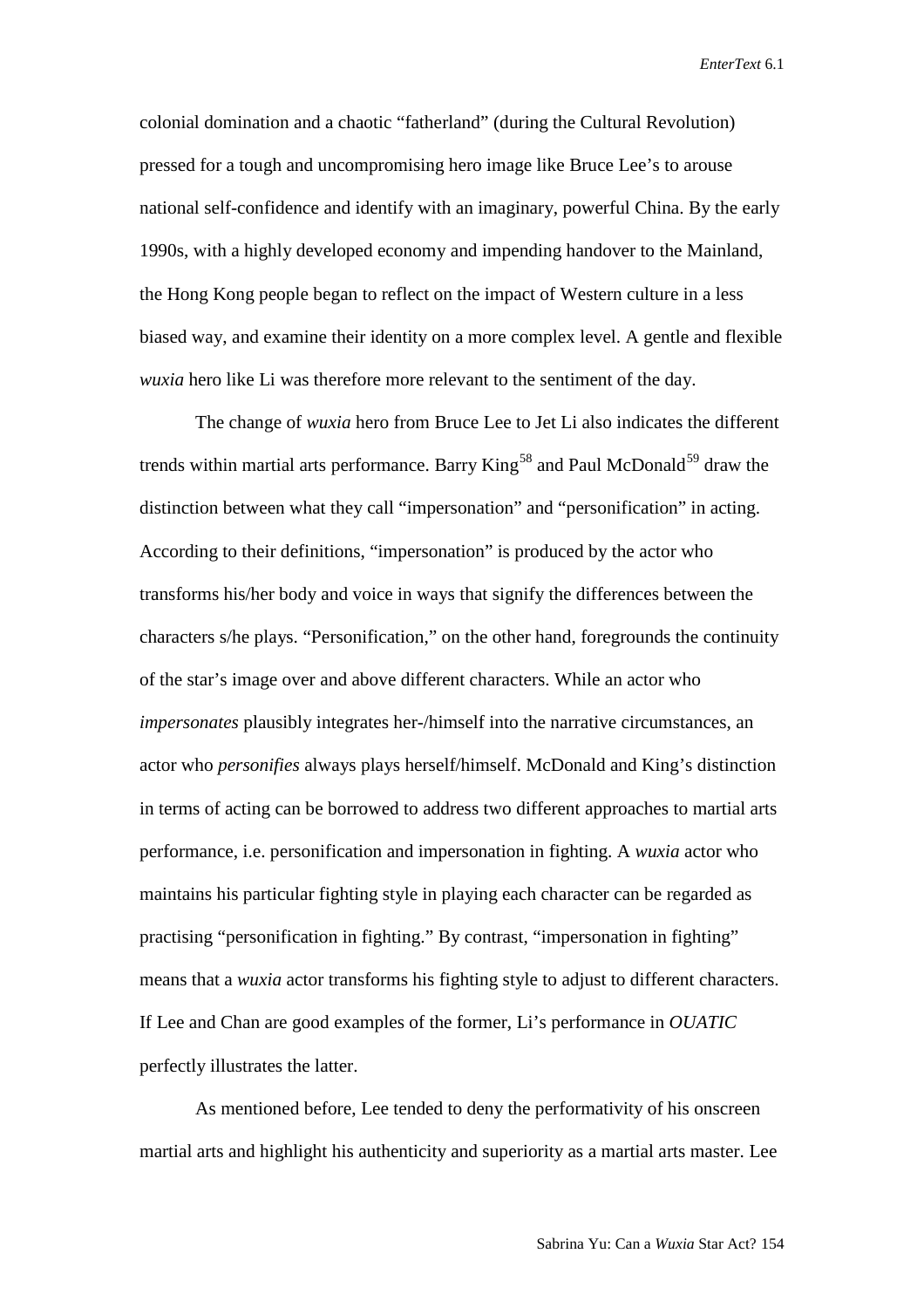colonial domination and a chaotic "fatherland" (during the Cultural Revolution) pressed for a tough and uncompromising hero image like Bruce Lee's to arouse national self-confidence and identify with an imaginary, powerful China. By the early 1990s, with a highly developed economy and impending handover to the Mainland, the Hong Kong people began to reflect on the impact of Western culture in a less biased way, and examine their identity on a more complex level. A gentle and flexible *wuxia* hero like Li was therefore more relevant to the sentiment of the day.

The change of *wuxia* hero from Bruce Lee to Jet Li also indicates the different trends within martial arts performance. Barry King[58] and Paul McDonald[59] draw the distinction between what they call "impersonation" and "personification" in acting. According to their definitions, "impersonation" is produced by the actor who transforms his/her body and voice in ways that signify the differences between the characters s/he plays. "Personification," on the other hand, foregrounds the continuity of the star's image over and above different characters. While an actor who *impersonates* plausibly integrates her-/himself into the narrative circumstances, an actor who *personifies* always plays herself/himself. McDonald and King's distinction in terms of acting can be borrowed to address two different approaches to martial arts performance, i.e. personification and impersonation in fighting. A *wuxia* actor who maintains his particular fighting style in playing each character can be regarded as practising "personification in fighting." By contrast, "impersonation in fighting" means that a *wuxia* actor transforms his fighting style to adjust to different characters. If Lee and Chan are good examples of the former, Li's performance in *OUATIC* perfectly illustrates the latter.

As mentioned before, Lee tended to deny the performativity of his onscreen martial arts and highlight his authenticity and superiority as a martial arts master. Lee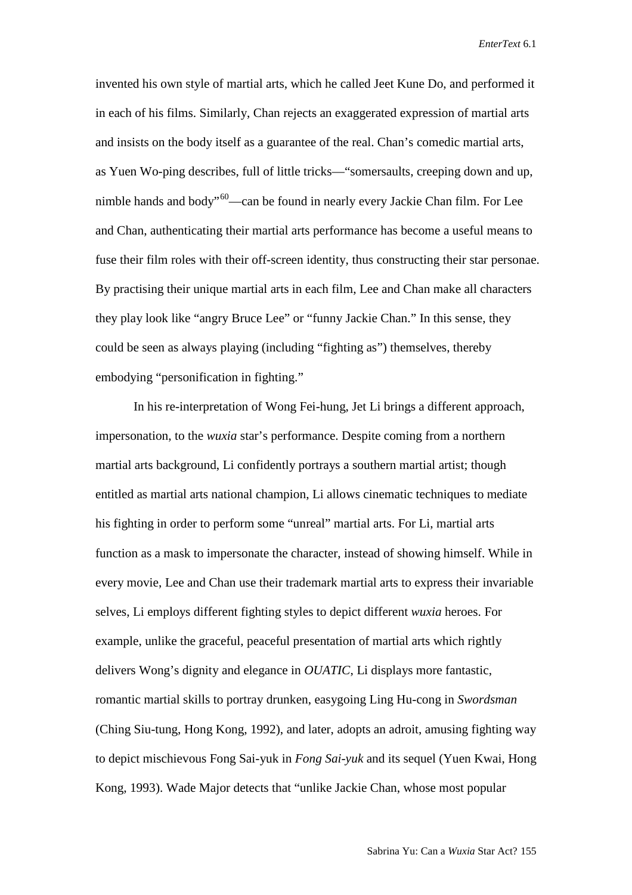invented his own style of martial arts, which he called Jeet Kune Do, and performed it in each of his films. Similarly, Chan rejects an exaggerated expression of martial arts and insists on the body itself as a guarantee of the real. Chan's comedic martial arts, as Yuen Wo-ping describes, full of little tricks—"somersaults, creeping down and up, nimble hands and body"[60]—can be found in nearly every Jackie Chan film. For Lee and Chan, authenticating their martial arts performance has become a useful means to fuse their film roles with their off-screen identity, thus constructing their star personae. By practising their unique martial arts in each film, Lee and Chan make all characters they play look like "angry Bruce Lee" or "funny Jackie Chan." In this sense, they could be seen as always playing (including "fighting as") themselves, thereby embodying "personification in fighting."

In his re-interpretation of Wong Fei-hung, Jet Li brings a different approach, impersonation, to the *wuxia* star's performance. Despite coming from a northern martial arts background, Li confidently portrays a southern martial artist; though entitled as martial arts national champion, Li allows cinematic techniques to mediate his fighting in order to perform some "unreal" martial arts. For Li, martial arts function as a mask to impersonate the character, instead of showing himself. While in every movie, Lee and Chan use their trademark martial arts to express their invariable selves, Li employs different fighting styles to depict different *wuxia* heroes. For example, unlike the graceful, peaceful presentation of martial arts which rightly delivers Wong's dignity and elegance in *OUATIC*, Li displays more fantastic, romantic martial skills to portray drunken, easygoing Ling Hu-cong in *Swordsman* (Ching Siu-tung, Hong Kong, 1992), and later, adopts an adroit, amusing fighting way to depict mischievous Fong Sai-yuk in *Fong Sai-yuk* and its sequel (Yuen Kwai, Hong Kong, 1993). Wade Major detects that "unlike Jackie Chan, whose most popular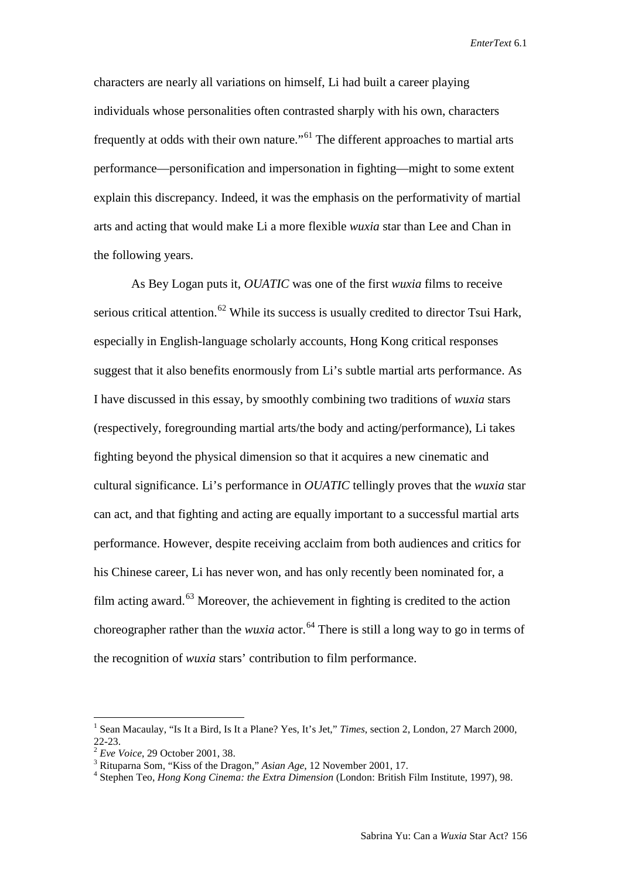characters are nearly all variations on himself, Li had built a career playing individuals whose personalities often contrasted sharply with his own, characters frequently at odds with their own nature."[61] The different approaches to martial arts performance—personification and impersonation in fighting—might to some extent explain this discrepancy. Indeed, it was the emphasis on the performativity of martial arts and acting that would make Li a more flexible *wuxia* star than Lee and Chan in the following years.

As Bey Logan puts it, *OUATIC* was one of the first *wuxia* films to receive serious critical attention.[62] While its success is usually credited to director Tsui Hark, especially in English-language scholarly accounts, Hong Kong critical responses suggest that it also benefits enormously from Li's subtle martial arts performance. As I have discussed in this essay, by smoothly combining two traditions of *wuxia* stars (respectively, foregrounding martial arts/the body and acting/performance), Li takes fighting beyond the physical dimension so that it acquires a new cinematic and cultural significance. Li's performance in *OUATIC* tellingly proves that the *wuxia* star can act, and that fighting and acting are equally important to a successful martial arts performance. However, despite receiving acclaim from both audiences and critics for his Chinese career, Li has never won, and has only recently been nominated for, a film acting award.[63] Moreover, the achievement in fighting is credited to the action choreographer rather than the *wuxia* actor.[64] There is still a long way to go in terms of the recognition of *wuxia* stars' contribution to film performance.

---

[1] Sean Macaulay, "Is It a Bird, Is It a Plane? Yes, It's Jet," *Times*, section 2, London, 27 March 2000, 22-23.

[2] *Eve Voice*, 29 October 2001, 38.

[3] Rituparna Som, "Kiss of the Dragon," *Asian Age*, 12 November 2001, 17.

[4] Stephen Teo, *Hong Kong Cinema: the Extra Dimension* (London: British Film Institute, 1997), 98.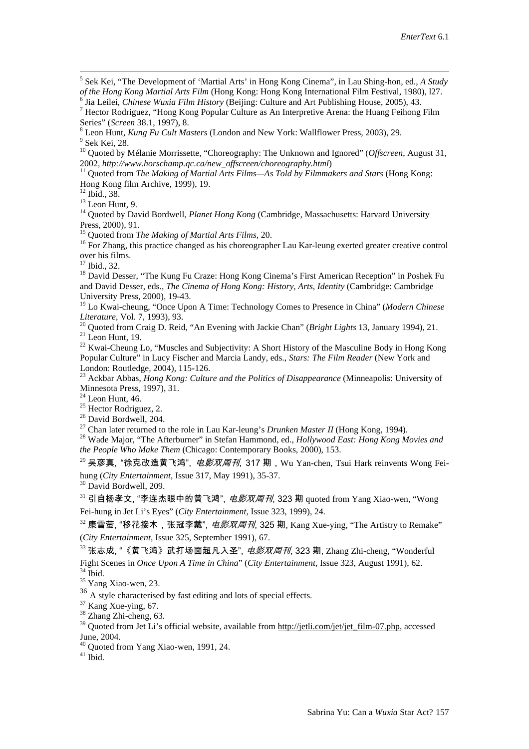[5] Sek Kei, "The Development of 'Martial Arts' in Hong Kong Cinema", in Lau Shing-hon, ed., *A Study of the Hong Kong Martial Arts Film* (Hong Kong: Hong Kong International Film Festival, 1980), l27.

[6] Jia Leilei, *Chinese Wuxia Film History* (Beijing: Culture and Art Publishing House, 2005), 43.

[7] Hector Rodriguez, "Hong Kong Popular Culture as An Interpretive Arena: the Huang Feihong Film Series" (*Screen* 38.1, 1997), 8.

[8] Leon Hunt, *Kung Fu Cult Masters* (London and New York: Wallflower Press, 2003), 29.

[9] Sek Kei, 28.

[10] Quoted by Mélanie Morrissette, "Choreography: The Unknown and Ignored" (*Offscreen*, August 31, 2002, *http://www.horschamp.qc.ca/new_offscreen/choreography.html*)

[11] Quoted from *The Making of Martial Arts Films—As Told by Filmmakers and Stars* (Hong Kong: Hong Kong film Archive, 1999), 19.

[12] Ibid., 38.

[13] Leon Hunt, 9.

[14] Quoted by David Bordwell, *Planet Hong Kong* (Cambridge, Massachusetts: Harvard University Press, 2000), 91.

[15] Quoted from *The Making of Martial Arts Films*, 20.

[16] For Zhang, this practice changed as his choreographer Lau Kar-leung exerted greater creative control over his films.

[17] Ibid., 32.

[18] David Desser, "The Kung Fu Craze: Hong Kong Cinema's First American Reception" in Poshek Fu and David Desser, eds., *The Cinema of Hong Kong: History, Arts, Identity* (Cambridge: Cambridge University Press, 2000), 19-43.

[19] Lo Kwai-cheung, "Once Upon A Time: Technology Comes to Presence in China" (*Modern Chinese Literature*, Vol. 7, 1993), 93.

[20] Quoted from Craig D. Reid, "An Evening with Jackie Chan" (*Bright Lights* 13, January 1994), 21.

[21] Leon Hunt, 19.

[22] Kwai-Cheung Lo, "Muscles and Subjectivity: A Short History of the Masculine Body in Hong Kong Popular Culture" in Lucy Fischer and Marcia Landy, eds., *Stars: The Film Reader* (New York and London: Routledge, 2004), 115-126.

[23] Ackbar Abbas, *Hong Kong: Culture and the Politics of Disappearance* (Minneapolis: University of Minnesota Press, 1997), 31.

[24] Leon Hunt, 46.

[25] Hector Rodriguez, 2.

[26] David Bordwell, 204.

[27] Chan later returned to the role in Lau Kar-leung's *Drunken Master II* (Hong Kong, 1994).

[28] Wade Major, "The Afterburner" in Stefan Hammond, ed., *Hollywood East: Hong Kong Movies and the People Who Make Them* (Chicago: Contemporary Books, 2000), 153.

[29] 吴彦真, "徐克改造黄飞鸿", *电影双周刊*, 317 期，Wu Yan-chen, Tsui Hark reinvents Wong Fei-hung (*City Entertainment*, Issue 317, May 1991), 35-37.

[30] David Bordwell, 209.

[31] 引自杨孝文, "李连杰眼中的黄飞鸿", *电影双周刊*, 323 期 quoted from Yang Xiao-wen, "Wong Fei-hung in Jet Li's Eyes" (*City Entertainment*, Issue 323, 1999), 24.

[32] 康雪萤, "移花接木，张冠李戴", *电影双周刊*, 325 期, Kang Xue-ying, "The Artistry to Remake" (*City Entertainment*, Issue 325, September 1991), 67.

[33] 张志成, "《黄飞鸿》武打场面超凡入圣", *电影双周刊*, 323 期, Zhang Zhi-cheng, "Wonderful Fight Scenes in *Once Upon A Time in China*" (*City Entertainment*, Issue 323, August 1991), 62.

[34] Ibid.

[35] Yang Xiao-wen, 23.

[36] A style characterised by fast editing and lots of special effects.

[37] Kang Xue-ying, 67.

[38] Zhang Zhi-cheng, 63.

[39] Quoted from Jet Li's official website, available from http://jetli.com/jet/jet_film-07.php, accessed June, 2004.

[40] Quoted from Yang Xiao-wen, 1991, 24.

[41] Ibid.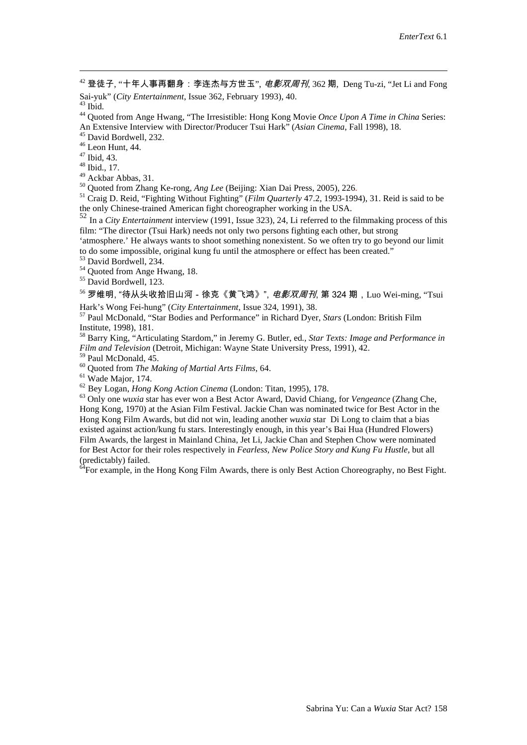[42] 登徒子, "十年人事再翻身：李连杰与方世玉", *电影双周刊*, 362 期, Deng Tu-zi, "Jet Li and Fong Sai-yuk" (*City Entertainment*, Issue 362, February 1993), 40.

[43] Ibid.

[44] Quoted from Ange Hwang, "The Irresistible: Hong Kong Movie *Once Upon A Time in China* Series: An Extensive Interview with Director/Producer Tsui Hark" (*Asian Cinema*, Fall 1998), 18.

[45] David Bordwell, 232.

[46] Leon Hunt, 44.

[47] Ibid, 43.

[48] Ibid., 17.

[49] Ackbar Abbas, 31.

[50] Quoted from Zhang Ke-rong, *Ang Lee* (Beijing: Xian Dai Press, 2005), 226.

[51] Craig D. Reid, "Fighting Without Fighting" (*Film Quarterly* 47.2, 1993-1994), 31. Reid is said to be the only Chinese-trained American fight choreographer working in the USA.

[52] In a *City Entertainment* interview (1991, Issue 323), 24, Li referred to the filmmaking process of this film: "The director (Tsui Hark) needs not only two persons fighting each other, but strong 'atmosphere.' He always wants to shoot something nonexistent. So we often try to go beyond our limit to do some impossible, original kung fu until the atmosphere or effect has been created."

[53] David Bordwell, 234.

[54] Quoted from Ange Hwang, 18.

[55] David Bordwell, 123.

[56] 罗维明, "待从头收拾旧山河 - 徐克《黄飞鸿》", *电影双周刊*, 第 324 期，Luo Wei-ming, "Tsui Hark's Wong Fei-hung" (*City Entertainment*, Issue 324, 1991), 38.

[57] Paul McDonald, "Star Bodies and Performance" in Richard Dyer, *Stars* (London: British Film Institute, 1998), 181.

[58] Barry King, "Articulating Stardom," in Jeremy G. Butler, ed., *Star Texts: Image and Performance in Film and Television* (Detroit, Michigan: Wayne State University Press, 1991), 42.

[59] Paul McDonald, 45.

[60] Quoted from *The Making of Martial Arts Films*, 64.

[61] Wade Major, 174.

[62] Bey Logan, *Hong Kong Action Cinema* (London: Titan, 1995), 178.

[63] Only one *wuxia* star has ever won a Best Actor Award, David Chiang, for *Vengeance* (Zhang Che, Hong Kong, 1970) at the Asian Film Festival. Jackie Chan was nominated twice for Best Actor in the Hong Kong Film Awards, but did not win, leading another *wuxia* star Di Long to claim that a bias existed against action/kung fu stars. Interestingly enough, in this year's Bai Hua (Hundred Flowers) Film Awards, the largest in Mainland China, Jet Li, Jackie Chan and Stephen Chow were nominated for Best Actor for their roles respectively in *Fearless, New Police Story and Kung Fu Hustle*, but all (predictably) failed.

[64] For example, in the Hong Kong Film Awards, there is only Best Action Choreography, no Best Fight.